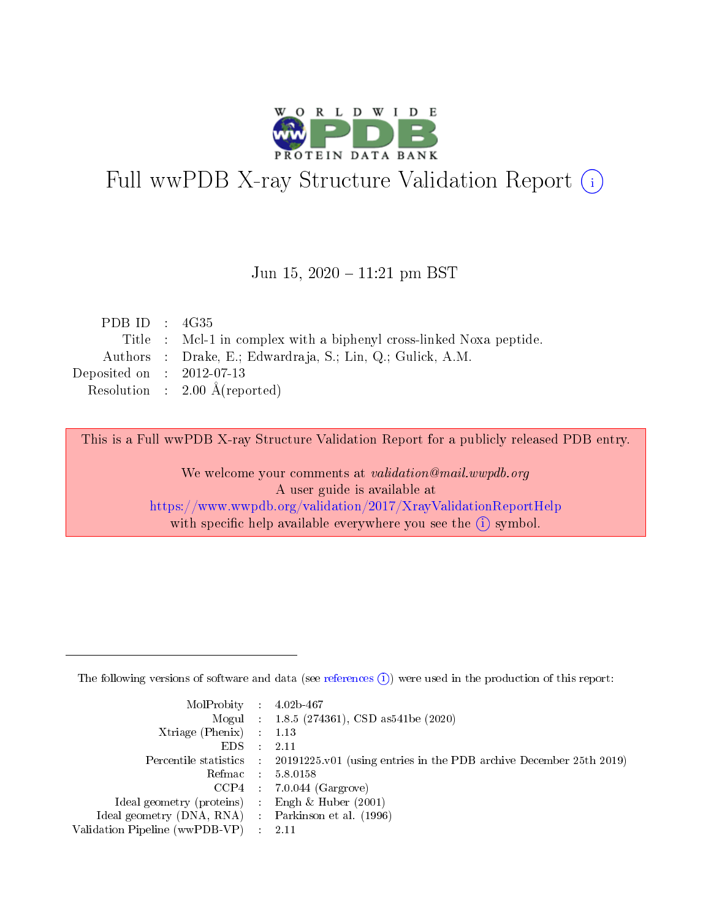# Full wwPDB X-ray Structure Validation Report (i)

Jun 15, 2020 – 11:21 pm BST

| | | |
|---|---|---|
| PDB ID | : | 4G35 |
| Title | : | Mcl-1 in complex with a biphenyl cross-linked Noxa peptide. |
| Authors | : | Drake, E.; Edwardraja, S.; Lin, Q.; Gulick, A.M. |
| Deposited on | : | 2012-07-13 |
| Resolution | : | 2.00 Å(reported) |

This is a Full wwPDB X-ray Structure Validation Report for a publicly released PDB entry.

We welcome your comments at *validation@mail.wwpdb.org*
A user guide is available at
https://www.wwpdb.org/validation/2017/XrayValidationReportHelp
with specific help available everywhere you see the (i) symbol.

The following versions of software and data (see references (i)) were used in the production of this report:

| | | |
|---|---|---|
| MolProbity | : | 4.02b-467 |
| Mogul | : | 1.8.5 (274361), CSD as541be (2020) |
| Xtriage (Phenix) | : | 1.13 |
| EDS | : | 2.11 |
| Percentile statistics | : | 20191225.v01 (using entries in the PDB archive December 25th 2019) |
| Refmac | : | 5.8.0158 |
| CCP4 | : | 7.0.044 (Gargrove) |
| Ideal geometry (proteins) | : | Engh & Huber (2001) |
| Ideal geometry (DNA, RNA) | : | Parkinson et al. (1996) |
| Validation Pipeline (wwPDB-VP) | : | 2.11 |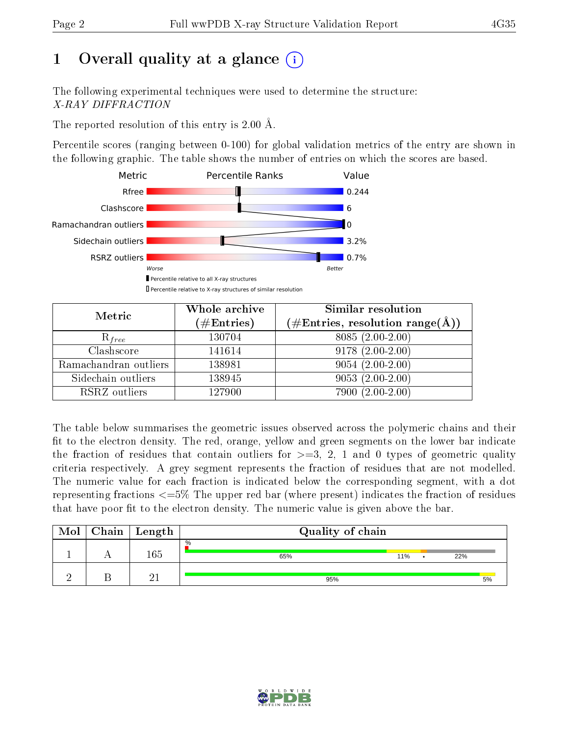# 1 Overall quality at a glance (i)

The following experimental techniques were used to determine the structure:
*X-RAY DIFFRACTION*

The reported resolution of this entry is 2.00 Å.

Percentile scores (ranging between 0-100) for global validation metrics of the entry are shown in the following graphic. The table shows the number of entries on which the scores are based.

| Metric | Percentile Ranks | Value |
|---|---|---|
| Rfree | | 0.244 |
| Clashscore | | 6 |
| Ramachandran outliers | | 0 |
| Sidechain outliers | | 3.2% |
| RSRZ outliers | | 0.7% |

Worse — Better

▮ Percentile relative to all X-ray structures
▯ Percentile relative to X-ray structures of similar resolution

| Metric | Whole archive (#Entries) | Similar resolution (#Entries, resolution range(Å)) |
|---|---|---|
| $R_{free}$ | 130704 | 8085 (2.00-2.00) |
| Clashscore | 141614 | 9178 (2.00-2.00) |
| Ramachandran outliers | 138981 | 9054 (2.00-2.00) |
| Sidechain outliers | 138945 | 9053 (2.00-2.00) |
| RSRZ outliers | 127900 | 7900 (2.00-2.00) |

The table below summarises the geometric issues observed across the polymeric chains and their fit to the electron density. The red, orange, yellow and green segments on the lower bar indicate the fraction of residues that contain outliers for >=3, 2, 1 and 0 types of geometric quality criteria respectively. A grey segment represents the fraction of residues that are not modelled. The numeric value for each fraction is indicated below the corresponding segment, with a dot representing fractions <=5% The upper red bar (where present) indicates the fraction of residues that have poor fit to the electron density. The numeric value is given above the bar.

| Mol | Chain | Length | Quality of chain |
|---|---|---|---|
| 1 | A | 165 | % ; 65% ; 11% ; • ; 22% |
| 2 | B | 21 | 95% ; 5% |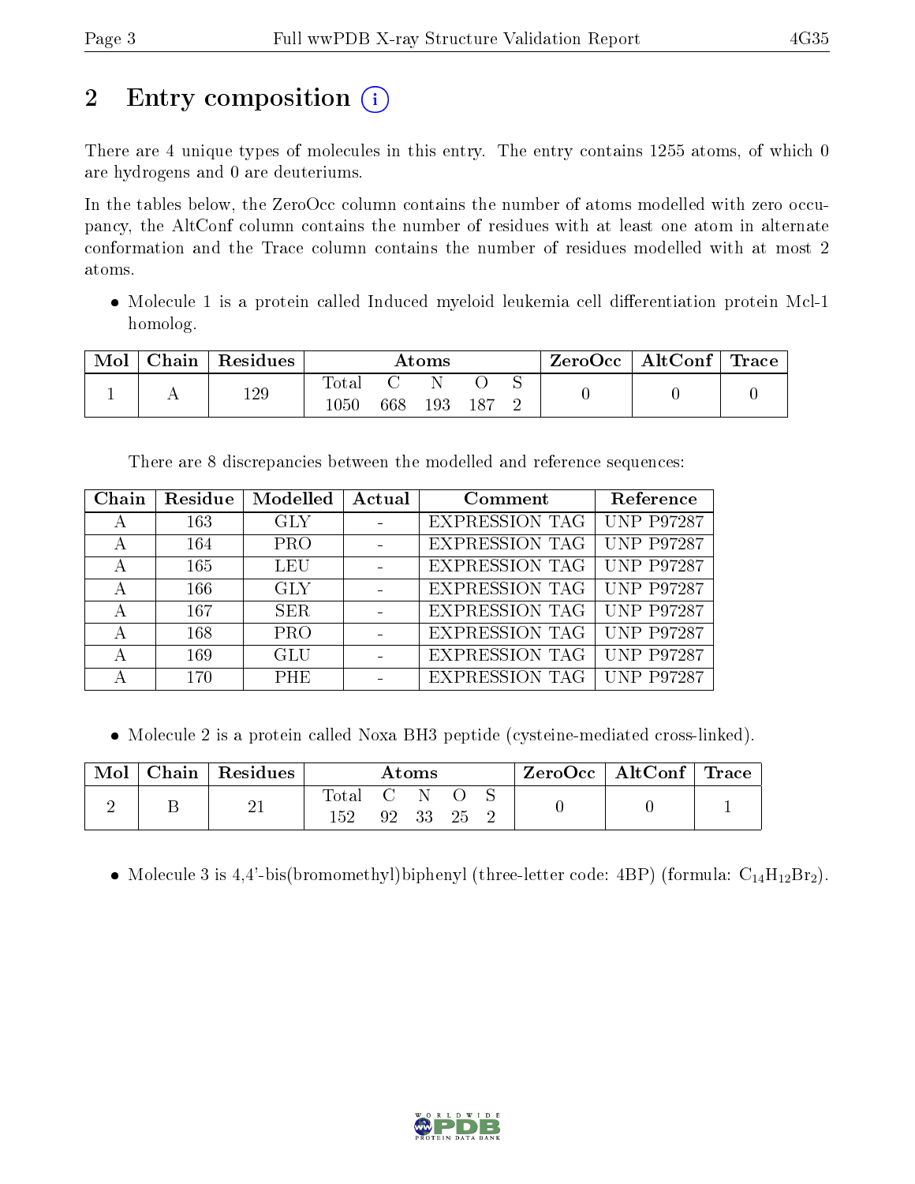# 2 Entry composition

There are 4 unique types of molecules in this entry. The entry contains 1255 atoms, of which 0 are hydrogens and 0 are deuteriums.

In the tables below, the ZeroOcc column contains the number of atoms modelled with zero occupancy, the AltConf column contains the number of residues with at least one atom in alternate conformation and the Trace column contains the number of residues modelled with at most 2 atoms.

- Molecule 1 is a protein called Induced myeloid leukemia cell differentiation protein Mcl-1 homolog.

| Mol | Chain | Residues | Atoms | | | | | ZeroOcc | AltConf | Trace |
|---|---|---|---|---|---|---|---|---|---|---|
| 1 | A | 129 | Total | C | N | O | S | 0 | 0 | 0 |
| | | | 1050 | 668 | 193 | 187 | 2 | | | |

There are 8 discrepancies between the modelled and reference sequences:

| Chain | Residue | Modelled | Actual | Comment | Reference |
|---|---|---|---|---|---|
| A | 163 | GLY | - | EXPRESSION TAG | UNP P97287 |
| A | 164 | PRO | - | EXPRESSION TAG | UNP P97287 |
| A | 165 | LEU | - | EXPRESSION TAG | UNP P97287 |
| A | 166 | GLY | - | EXPRESSION TAG | UNP P97287 |
| A | 167 | SER | - | EXPRESSION TAG | UNP P97287 |
| A | 168 | PRO | - | EXPRESSION TAG | UNP P97287 |
| A | 169 | GLU | - | EXPRESSION TAG | UNP P97287 |
| A | 170 | PHE | - | EXPRESSION TAG | UNP P97287 |

- Molecule 2 is a protein called Noxa BH3 peptide (cysteine-mediated cross-linked).

| Mol | Chain | Residues | Atoms | | | | | ZeroOcc | AltConf | Trace |
|---|---|---|---|---|---|---|---|---|---|---|
| 2 | B | 21 | Total | C | N | O | S | 0 | 0 | 1 |
| | | | 152 | 92 | 33 | 25 | 2 | | | |

- Molecule 3 is 4,4'-bis(bromomethyl)biphenyl (three-letter code: 4BP) (formula: $C_{14}H_{12}Br_2$).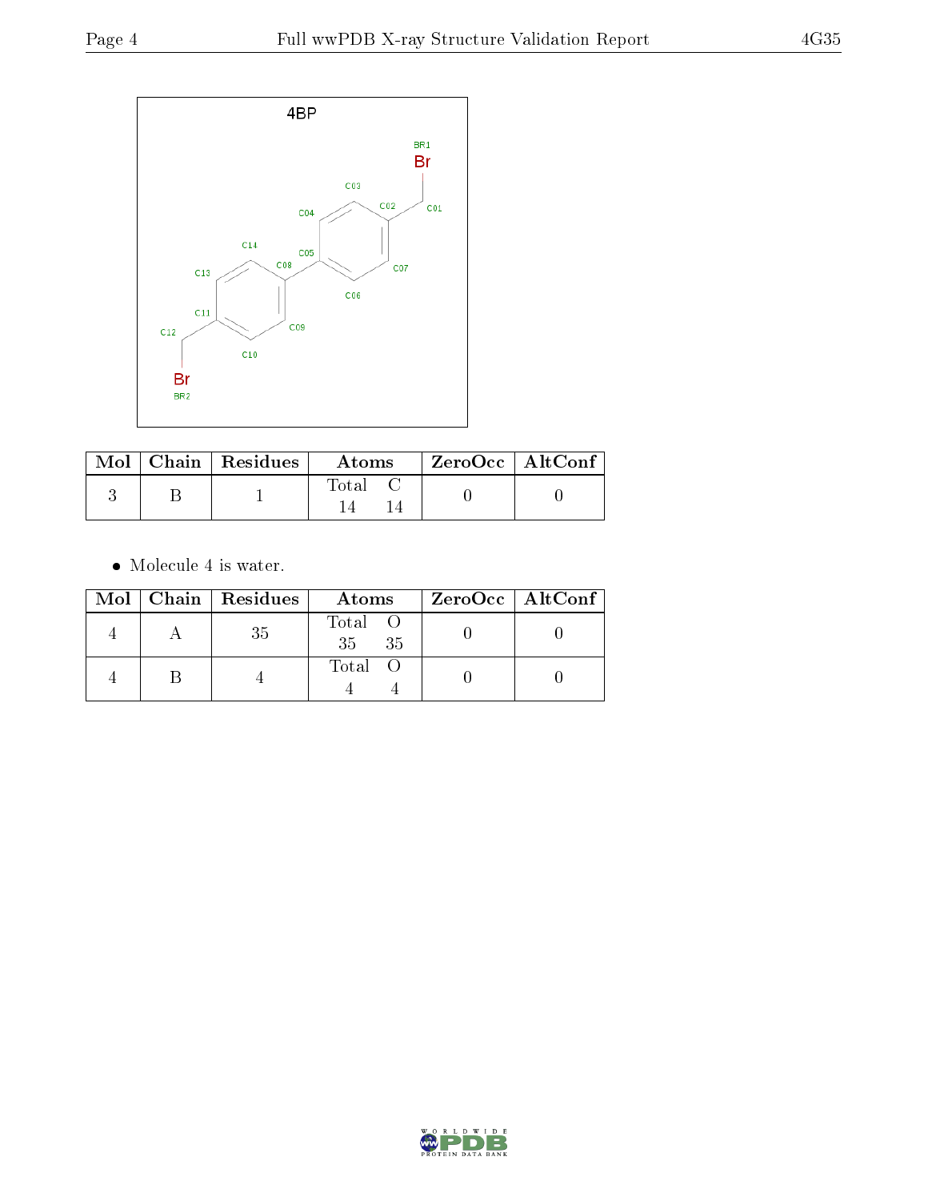4BP

| Mol | Chain | Residues | Atoms | ZeroOcc | AltConf |
|---|---|---|---|---|---|
| 3 | B | 1 | Total C<br>14 14 | 0 | 0 |

- Molecule 4 is water.

| Mol | Chain | Residues | Atoms | ZeroOcc | AltConf |
|---|---|---|---|---|---|
| 4 | A | 35 | Total O<br>35 35 | 0 | 0 |
| 4 | B | 4 | Total O<br>4 4 | 0 | 0 |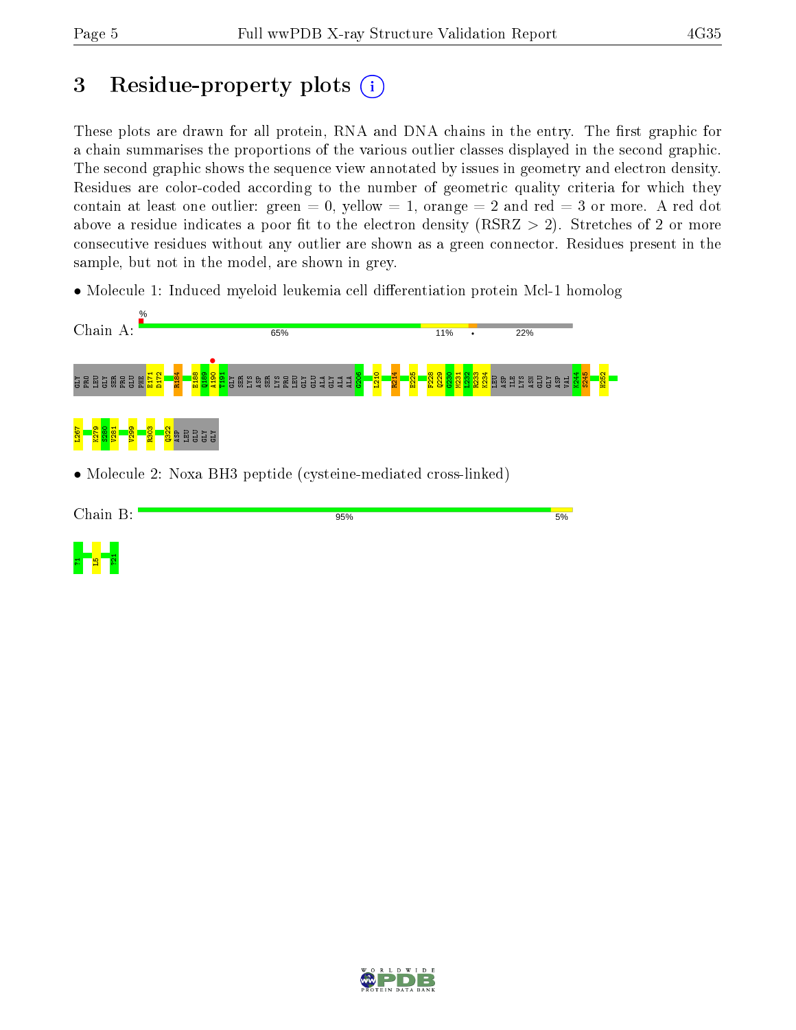# 3 Residue-property plots

These plots are drawn for all protein, RNA and DNA chains in the entry. The first graphic for a chain summarises the proportions of the various outlier classes displayed in the second graphic. The second graphic shows the sequence view annotated by issues in geometry and electron density. Residues are color-coded according to the number of geometric quality criteria for which they contain at least one outlier: green = 0, yellow = 1, orange = 2 and red = 3 or more. A red dot above a residue indicates a poor fit to the electron density (RSRZ > 2). Stretches of 2 or more consecutive residues without any outlier are shown as a green connector. Residues present in the sample, but not in the model, are shown in grey.

- Molecule 1: Induced myeloid leukemia cell differentiation protein Mcl-1 homolog

Chain A: % 65% 11% • 22%

GLY PRO LEU GLY SER PRO GLU PHE E171 D172 R184 E188 Q189 A190 T191 GLY SER LYS ASP SER LYS PRO LEU GLY GLU ALA GLY ALA ALA G206 L210 R214 E225 F228 Q229 G230 M231 L232 R233 K234 LEU ASP ILE LYS ASN GLU GLY ASP VAL K244 S245 H252 L267 K279 S280 V281 V299 R303 Q322 ASP LEU GLU GLY GLY

- Molecule 2: Noxa BH3 peptide (cysteine-mediated cross-linked)

Chain B: 95% 5%

?1 L5 ?21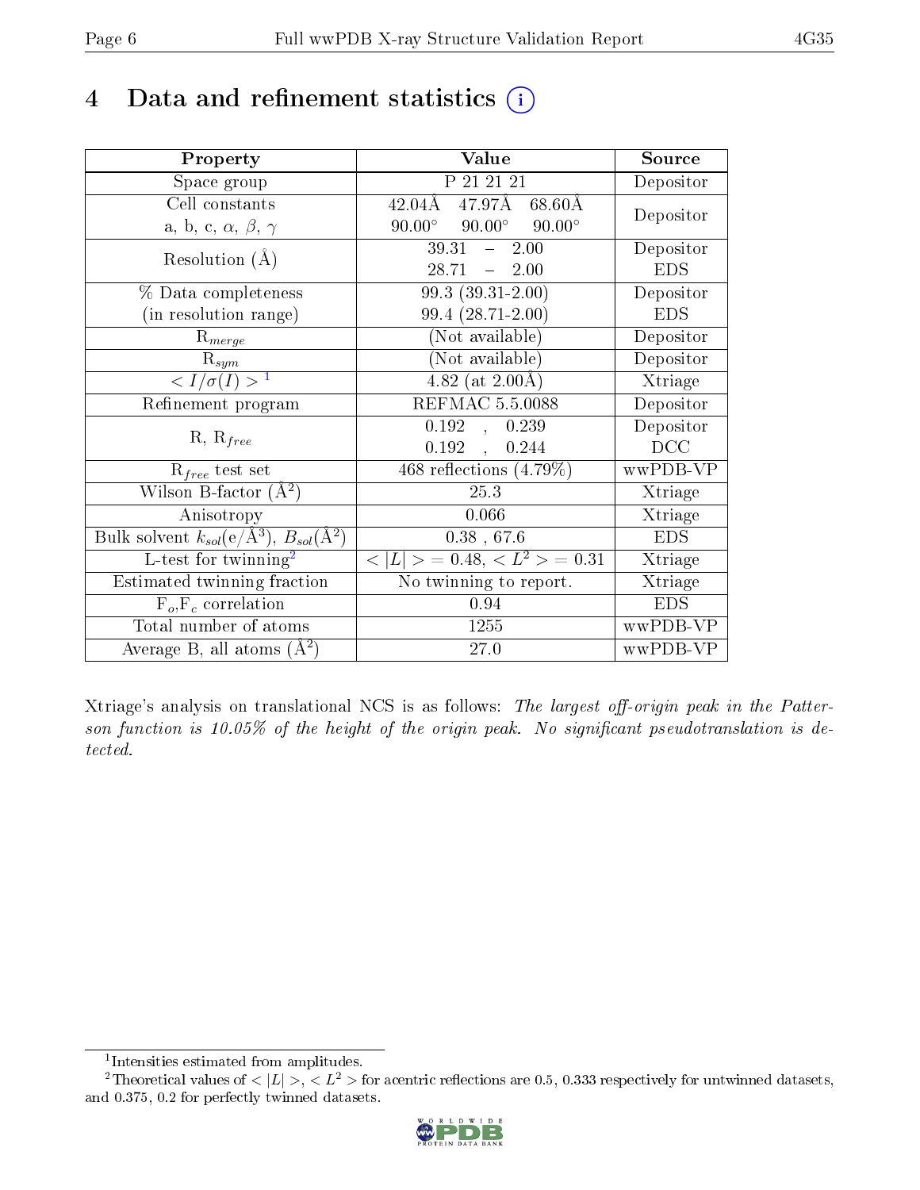# 4 Data and refinement statistics

| Property | Value | Source |
|---|---|---|
| Space group | P 21 21 21 | Depositor |
| Cell constants<br>a, b, c, $\alpha$, $\beta$, $\gamma$ | 42.04Å 47.97Å 68.60Å<br>90.00° 90.00° 90.00° | Depositor |
| Resolution (Å) | 39.31 – 2.00<br>28.71 – 2.00 | Depositor<br>EDS |
| % Data completeness<br>(in resolution range) | 99.3 (39.31-2.00)<br>99.4 (28.71-2.00) | Depositor<br>EDS |
| $R_{merge}$ | (Not available) | Depositor |
| $R_{sym}$ | (Not available) | Depositor |
| $< I/\sigma(I) >$ [1] | 4.82 (at 2.00Å) | Xtriage |
| Refinement program | REFMAC 5.5.0088 | Depositor |
| R, $R_{free}$ | 0.192 , 0.239<br>0.192 , 0.244 | Depositor<br>DCC |
| $R_{free}$ test set | 468 reflections (4.79%) | wwPDB-VP |
| Wilson B-factor (Å$^2$) | 25.3 | Xtriage |
| Anisotropy | 0.066 | Xtriage |
| Bulk solvent $k_{sol}$(e/Å$^3$), $B_{sol}$(Å$^2$) | 0.38 , 67.6 | EDS |
| L-test for twinning[2] | $< \|L\| >$ = 0.48, $< L^2 >$ = 0.31 | Xtriage |
| Estimated twinning fraction | No twinning to report. | Xtriage |
| $F_o$,$F_c$ correlation | 0.94 | EDS |
| Total number of atoms | 1255 | wwPDB-VP |
| Average B, all atoms (Å$^2$) | 27.0 | wwPDB-VP |

Xtriage's analysis on translational NCS is as follows: *The largest off-origin peak in the Patterson function is 10.05% of the height of the origin peak. No significant pseudotranslation is detected.*

[1] Intensities estimated from amplitudes.

[2] Theoretical values of $< |L| >$, $< L^2 >$ for acentric reflections are 0.5, 0.333 respectively for untwinned datasets, and 0.375, 0.2 for perfectly twinned datasets.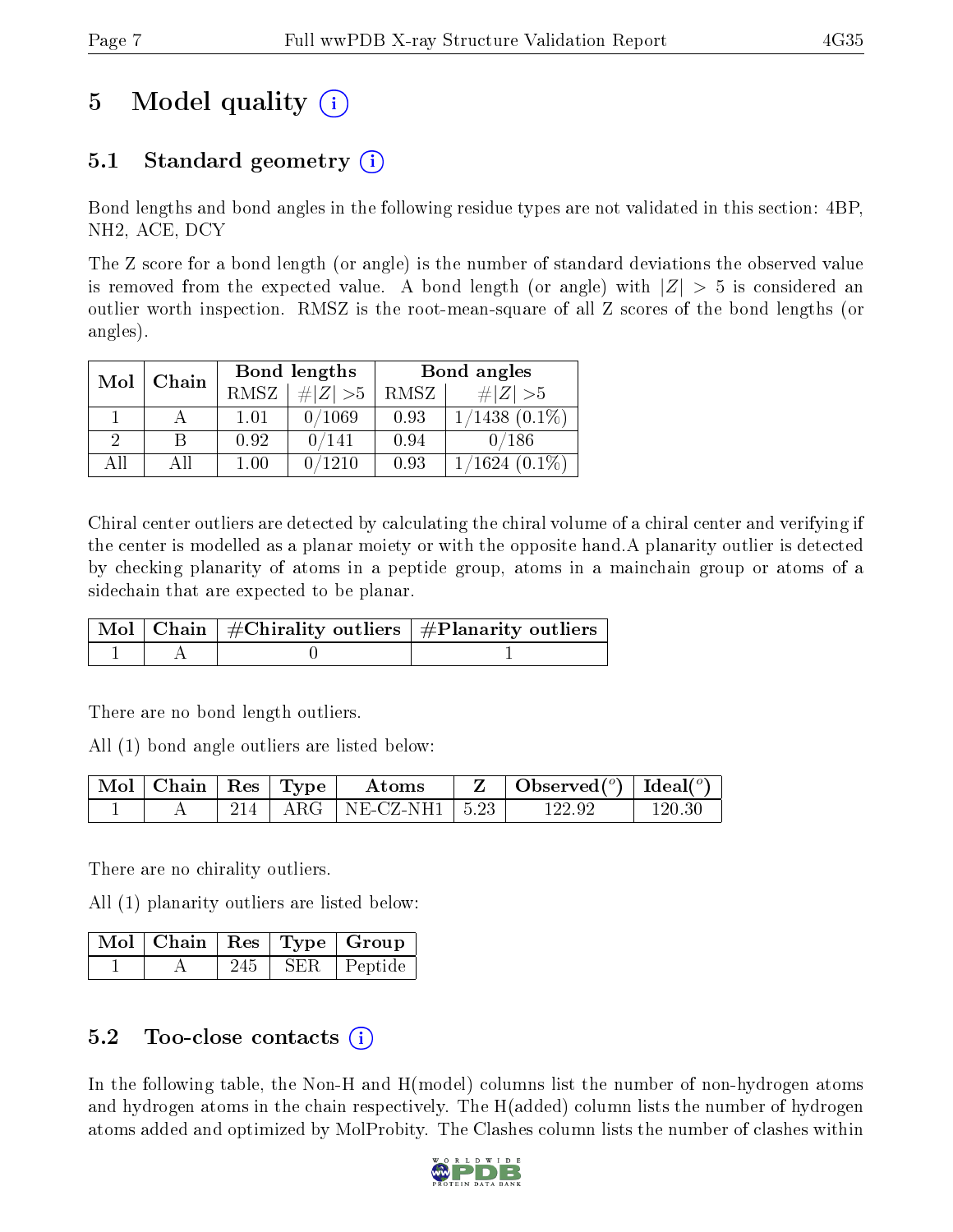# 5 Model quality (i)

## 5.1 Standard geometry (i)

Bond lengths and bond angles in the following residue types are not validated in this section: 4BP, NH2, ACE, DCY

The Z score for a bond length (or angle) is the number of standard deviations the observed value is removed from the expected value. A bond length (or angle) with $|Z| > 5$ is considered an outlier worth inspection. RMSZ is the root-mean-square of all Z scores of the bond lengths (or angles).

| Mol | Chain | Bond lengths | | Bond angles | |
|---|---|---|---|---|---|
| | | RMSZ | $\#\|Z\| > 5$ | RMSZ | $\#\|Z\| > 5$ |
| 1 | A | 1.01 | 0/1069 | 0.93 | 1/1438 (0.1%) |
| 2 | B | 0.92 | 0/141 | 0.94 | 0/186 |
| All | All | 1.00 | 0/1210 | 0.93 | 1/1624 (0.1%) |

Chiral center outliers are detected by calculating the chiral volume of a chiral center and verifying if the center is modelled as a planar moiety or with the opposite hand.A planarity outlier is detected by checking planarity of atoms in a peptide group, atoms in a mainchain group or atoms of a sidechain that are expected to be planar.

| Mol | Chain | #Chirality outliers | #Planarity outliers |
|---|---|---|---|
| 1 | A | 0 | 1 |

There are no bond length outliers.

All (1) bond angle outliers are listed below:

| Mol | Chain | Res | Type | Atoms | Z | Observed($^o$) | Ideal($^o$) |
|---|---|---|---|---|---|---|---|
| 1 | A | 214 | ARG | NE-CZ-NH1 | 5.23 | 122.92 | 120.30 |

There are no chirality outliers.

All (1) planarity outliers are listed below:

| Mol | Chain | Res | Type | Group |
|---|---|---|---|---|
| 1 | A | 245 | SER | Peptide |

## 5.2 Too-close contacts (i)

In the following table, the Non-H and H(model) columns list the number of non-hydrogen atoms and hydrogen atoms in the chain respectively. The H(added) column lists the number of hydrogen atoms added and optimized by MolProbity. The Clashes column lists the number of clashes within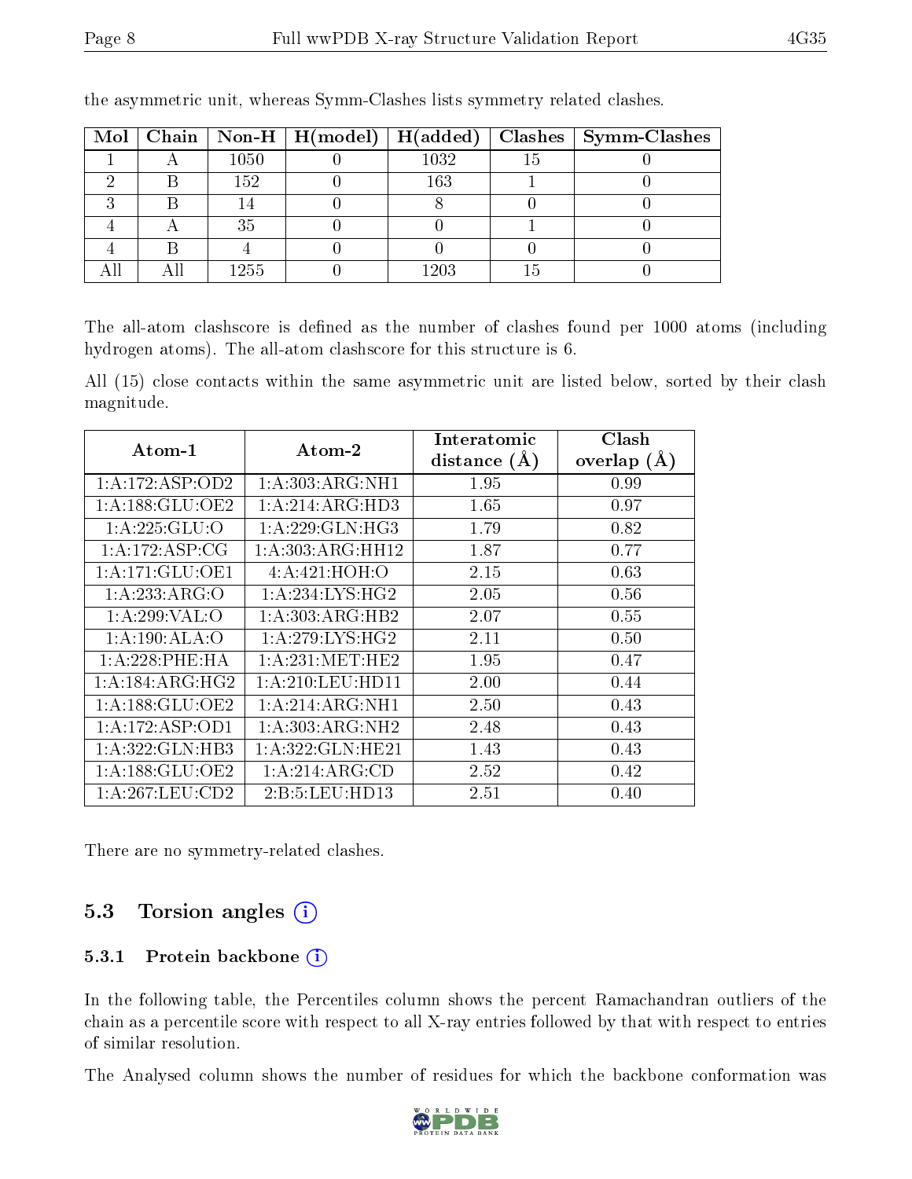the asymmetric unit, whereas Symm-Clashes lists symmetry related clashes.

| Mol | Chain | Non-H | H(model) | H(added) | Clashes | Symm-Clashes |
|---|---|---|---|---|---|---|
| 1 | A | 1050 | 0 | 1032 | 15 | 0 |
| 2 | B | 152 | 0 | 163 | 1 | 0 |
| 3 | B | 14 | 0 | 8 | 0 | 0 |
| 4 | A | 35 | 0 | 0 | 1 | 0 |
| 4 | B | 4 | 0 | 0 | 0 | 0 |
| All | All | 1255 | 0 | 1203 | 15 | 0 |

The all-atom clashscore is defined as the number of clashes found per 1000 atoms (including hydrogen atoms). The all-atom clashscore for this structure is 6.

All (15) close contacts within the same asymmetric unit are listed below, sorted by their clash magnitude.

| Atom-1 | Atom-2 | Interatomic distance (Å) | Clash overlap (Å) |
|---|---|---|---|
| 1:A:172:ASP:OD2 | 1:A:303:ARG:NH1 | 1.95 | 0.99 |
| 1:A:188:GLU:OE2 | 1:A:214:ARG:HD3 | 1.65 | 0.97 |
| 1:A:225:GLU:O | 1:A:229:GLN:HG3 | 1.79 | 0.82 |
| 1:A:172:ASP:CG | 1:A:303:ARG:HH12 | 1.87 | 0.77 |
| 1:A:171:GLU:OE1 | 4:A:421:HOH:O | 2.15 | 0.63 |
| 1:A:233:ARG:O | 1:A:234:LYS:HG2 | 2.05 | 0.56 |
| 1:A:299:VAL:O | 1:A:303:ARG:HB2 | 2.07 | 0.55 |
| 1:A:190:ALA:O | 1:A:279:LYS:HG2 | 2.11 | 0.50 |
| 1:A:228:PHE:HA | 1:A:231:MET:HE2 | 1.95 | 0.47 |
| 1:A:184:ARG:HG2 | 1:A:210:LEU:HD11 | 2.00 | 0.44 |
| 1:A:188:GLU:OE2 | 1:A:214:ARG:NH1 | 2.50 | 0.43 |
| 1:A:172:ASP:OD1 | 1:A:303:ARG:NH2 | 2.48 | 0.43 |
| 1:A:322:GLN:HB3 | 1:A:322:GLN:HE21 | 1.43 | 0.43 |
| 1:A:188:GLU:OE2 | 1:A:214:ARG:CD | 2.52 | 0.42 |
| 1:A:267:LEU:CD2 | 2:B:5:LEU:HD13 | 2.51 | 0.40 |

There are no symmetry-related clashes.

## 5.3 Torsion angles

### 5.3.1 Protein backbone

In the following table, the Percentiles column shows the percent Ramachandran outliers of the chain as a percentile score with respect to all X-ray entries followed by that with respect to entries of similar resolution.

The Analysed column shows the number of residues for which the backbone conformation was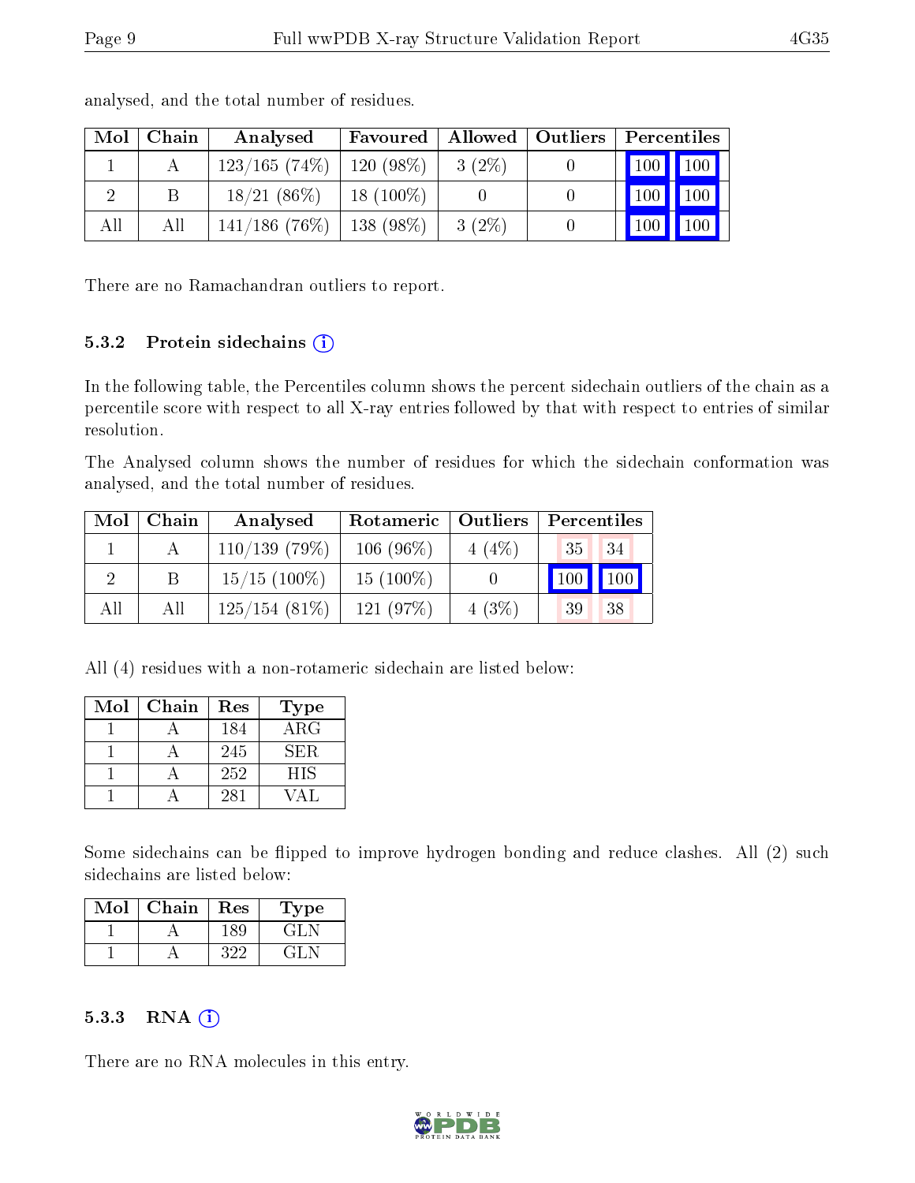analysed, and the total number of residues.

| Mol | Chain | Analysed | Favoured | Allowed | Outliers | Percentiles | |
|---|---|---|---|---|---|---|---|
| 1 | A | 123/165 (74%) | 120 (98%) | 3 (2%) | 0 | 100 | 100 |
| 2 | B | 18/21 (86%) | 18 (100%) | 0 | 0 | 100 | 100 |
| All | All | 141/186 (76%) | 138 (98%) | 3 (2%) | 0 | 100 | 100 |

There are no Ramachandran outliers to report.

### 5.3.2 Protein sidechains

In the following table, the Percentiles column shows the percent sidechain outliers of the chain as a percentile score with respect to all X-ray entries followed by that with respect to entries of similar resolution.

The Analysed column shows the number of residues for which the sidechain conformation was analysed, and the total number of residues.

| Mol | Chain | Analysed | Rotameric | Outliers | Percentiles | |
|---|---|---|---|---|---|---|
| 1 | A | 110/139 (79%) | 106 (96%) | 4 (4%) | 35 | 34 |
| 2 | B | 15/15 (100%) | 15 (100%) | 0 | 100 | 100 |
| All | All | 125/154 (81%) | 121 (97%) | 4 (3%) | 39 | 38 |

All (4) residues with a non-rotameric sidechain are listed below:

| Mol | Chain | Res | Type |
|---|---|---|---|
| 1 | A | 184 | ARG |
| 1 | A | 245 | SER |
| 1 | A | 252 | HIS |
| 1 | A | 281 | VAL |

Some sidechains can be flipped to improve hydrogen bonding and reduce clashes. All (2) such sidechains are listed below:

| Mol | Chain | Res | Type |
|---|---|---|---|
| 1 | A | 189 | GLN |
| 1 | A | 322 | GLN |

### 5.3.3 RNA

There are no RNA molecules in this entry.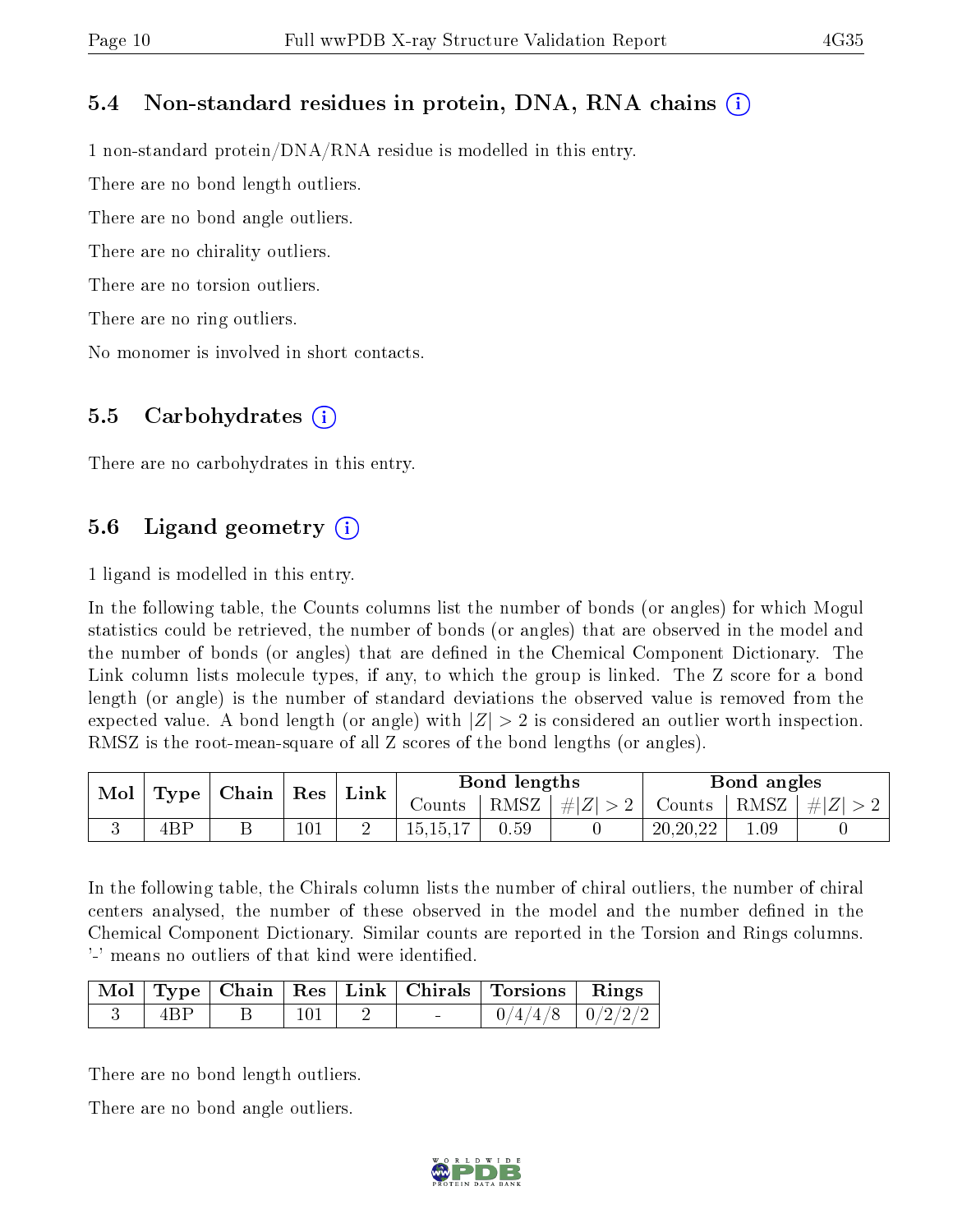### 5.4 Non-standard residues in protein, DNA, RNA chains (i)

1 non-standard protein/DNA/RNA residue is modelled in this entry.

There are no bond length outliers.

There are no bond angle outliers.

There are no chirality outliers.

There are no torsion outliers.

There are no ring outliers.

No monomer is involved in short contacts.

### 5.5 Carbohydrates (i)

There are no carbohydrates in this entry.

### 5.6 Ligand geometry (i)

1 ligand is modelled in this entry.

In the following table, the Counts columns list the number of bonds (or angles) for which Mogul statistics could be retrieved, the number of bonds (or angles) that are observed in the model and the number of bonds (or angles) that are defined in the Chemical Component Dictionary. The Link column lists molecule types, if any, to which the group is linked. The Z score for a bond length (or angle) is the number of standard deviations the observed value is removed from the expected value. A bond length (or angle) with $|Z| > 2$ is considered an outlier worth inspection. RMSZ is the root-mean-square of all Z scores of the bond lengths (or angles).

| Mol | Type | Chain | Res | Link | Bond lengths | | | Bond angles | | |
|---|---|---|---|---|---|---|---|---|---|---|
| | | | | | Counts | RMSZ | $\#\|Z\| > 2$ | Counts | RMSZ | $\#\|Z\| > 2$ |
| 3 | 4BP | B | 101 | 2 | 15,15,17 | 0.59 | 0 | 20,20,22 | 1.09 | 0 |

In the following table, the Chirals column lists the number of chiral outliers, the number of chiral centers analysed, the number of these observed in the model and the number defined in the Chemical Component Dictionary. Similar counts are reported in the Torsion and Rings columns. '-' means no outliers of that kind were identified.

| Mol | Type | Chain | Res | Link | Chirals | Torsions | Rings |
|---|---|---|---|---|---|---|---|
| 3 | 4BP | B | 101 | 2 | - | 0/4/4/8 | 0/2/2/2 |

There are no bond length outliers.

There are no bond angle outliers.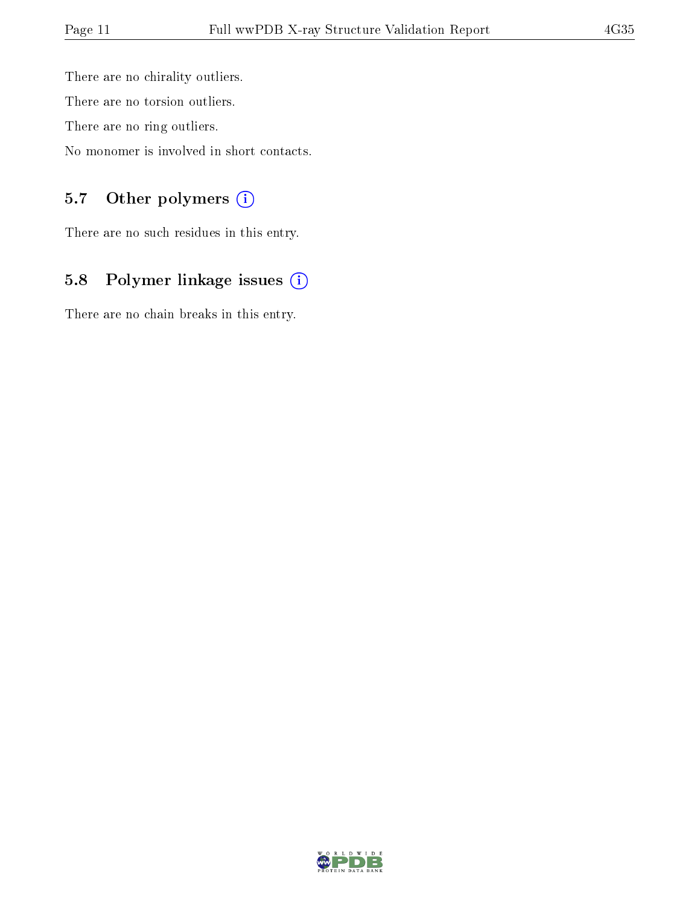There are no chirality outliers.

There are no torsion outliers.

There are no ring outliers.

No monomer is involved in short contacts.

## 5.7 Other polymers (i)

There are no such residues in this entry.

## 5.8 Polymer linkage issues (i)

There are no chain breaks in this entry.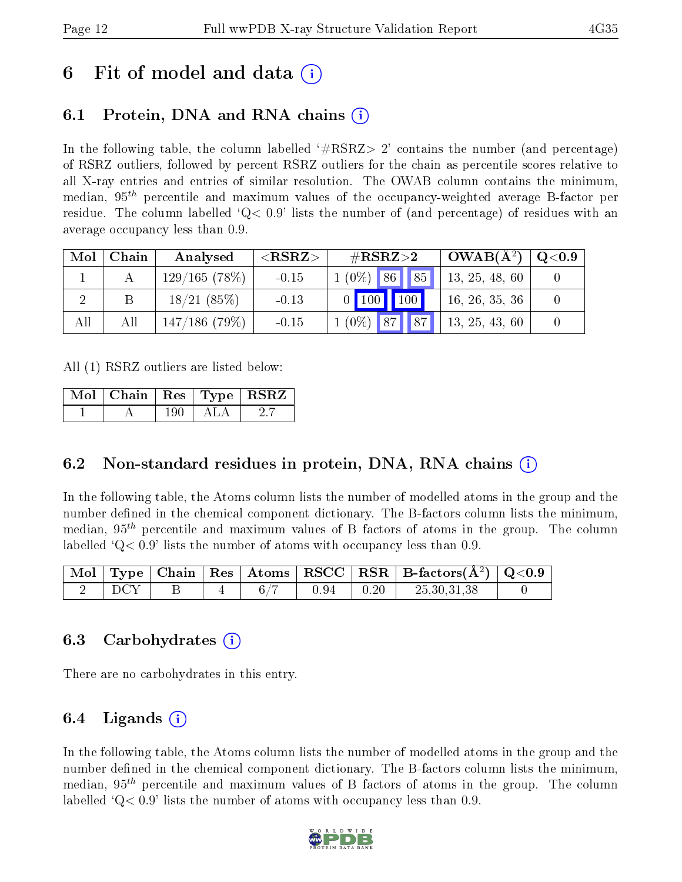# 6 Fit of model and data (i)

## 6.1 Protein, DNA and RNA chains (i)

In the following table, the column labelled '#RSRZ> 2' contains the number (and percentage) of RSRZ outliers, followed by percent RSRZ outliers for the chain as percentile scores relative to all X-ray entries and entries of similar resolution. The OWAB column contains the minimum, median, $95^{th}$ percentile and maximum values of the occupancy-weighted average B-factor per residue. The column labelled 'Q< 0.9' lists the number of (and percentage) of residues with an average occupancy less than 0.9.

| Mol | Chain | Analysed | <RSRZ> | #RSRZ>2 | | | OWAB(Å$^2$) | Q<0.9 |
|---|---|---|---|---|---|---|---|---|
| 1 | A | 129/165 (78%) | -0.15 | 1 (0%) | 86 | 85 | 13, 25, 48, 60 | 0 |
| 2 | B | 18/21 (85%) | -0.13 | 0 | 100 | 100 | 16, 26, 35, 36 | 0 |
| All | All | 147/186 (79%) | -0.15 | 1 (0%) | 87 | 87 | 13, 25, 43, 60 | 0 |

All (1) RSRZ outliers are listed below:

| Mol | Chain | Res | Type | RSRZ |
|---|---|---|---|---|
| 1 | A | 190 | ALA | 2.7 |

## 6.2 Non-standard residues in protein, DNA, RNA chains (i)

In the following table, the Atoms column lists the number of modelled atoms in the group and the number defined in the chemical component dictionary. The B-factors column lists the minimum, median, $95^{th}$ percentile and maximum values of B factors of atoms in the group. The column labelled 'Q< 0.9' lists the number of atoms with occupancy less than 0.9.

| Mol | Type | Chain | Res | Atoms | RSCC | RSR | B-factors(Å$^2$) | Q<0.9 |
|---|---|---|---|---|---|---|---|---|
| 2 | DCY | B | 4 | 6/7 | 0.94 | 0.20 | 25,30,31,38 | 0 |

## 6.3 Carbohydrates (i)

There are no carbohydrates in this entry.

## 6.4 Ligands (i)

In the following table, the Atoms column lists the number of modelled atoms in the group and the number defined in the chemical component dictionary. The B-factors column lists the minimum, median, $95^{th}$ percentile and maximum values of B factors of atoms in the group. The column labelled 'Q< 0.9' lists the number of atoms with occupancy less than 0.9.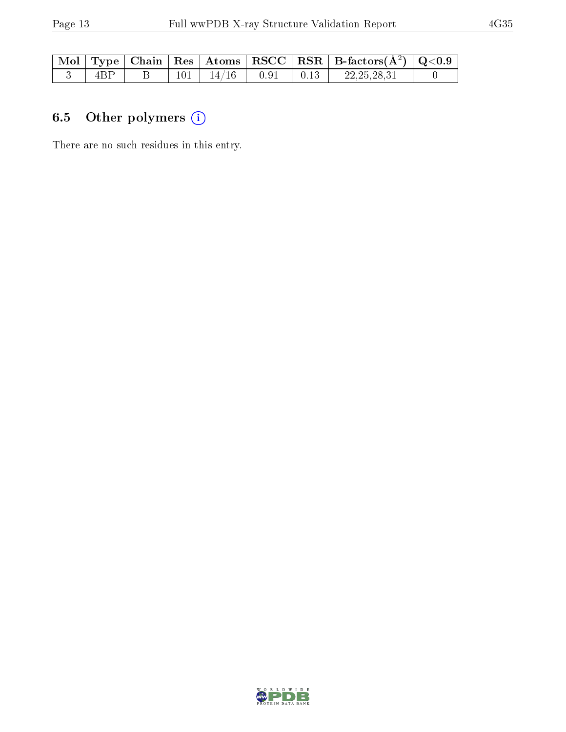| Mol | Type | Chain | Res | Atoms | RSCC | RSR | B-factors($Å^2$) | Q<0.9 |
|---|---|---|---|---|---|---|---|---|
| 3 | 4BP | B | 101 | 14/16 | 0.91 | 0.13 | 22,25,28,31 | 0 |

### 6.5 Other polymers

There are no such residues in this entry.